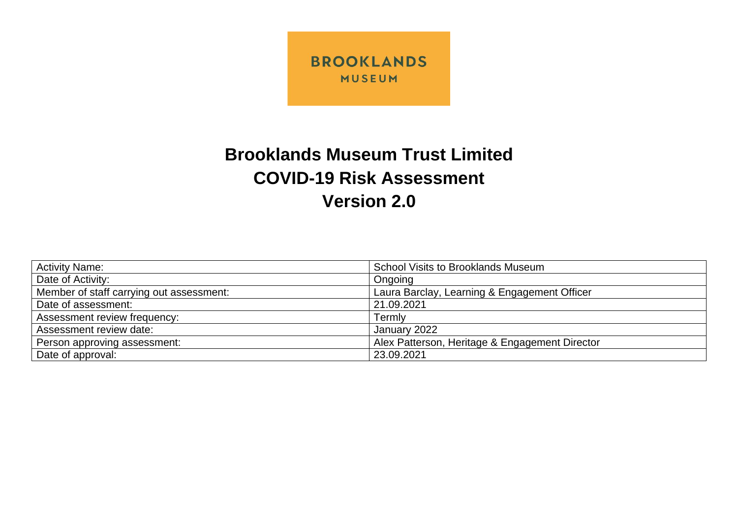BROOKLANDS
MUSEUM

# Brooklands Museum Trust Limited
# COVID-19 Risk Assessment
# Version 2.0

| | |
|---|---|
| Activity Name: | School Visits to Brooklands Museum |
| Date of Activity: | Ongoing |
| Member of staff carrying out assessment: | Laura Barclay, Learning & Engagement Officer |
| Date of assessment: | 21.09.2021 |
| Assessment review frequency: | Termly |
| Assessment review date: | January 2022 |
| Person approving assessment: | Alex Patterson, Heritage & Engagement Director |
| Date of approval: | 23.09.2021 |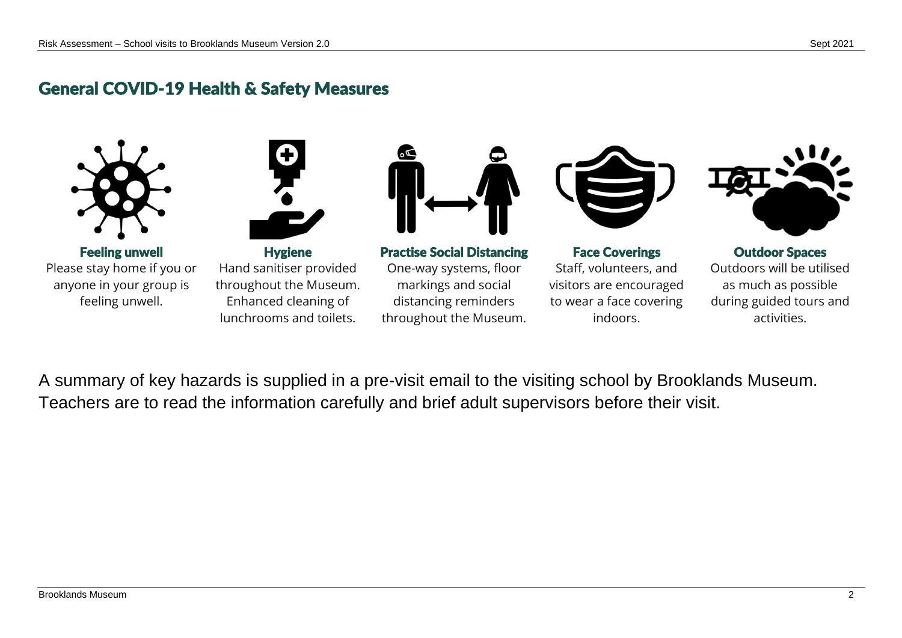## General COVID-19 Health & Safety Measures

**Feeling unwell**
Please stay home if you or anyone in your group is feeling unwell.

**Hygiene**
Hand sanitiser provided throughout the Museum. Enhanced cleaning of lunchrooms and toilets.

**Practise Social Distancing**
One-way systems, floor markings and social distancing reminders throughout the Museum.

**Face Coverings**
Staff, volunteers, and visitors are encouraged to wear a face covering indoors.

**Outdoor Spaces**
Outdoors will be utilised as much as possible during guided tours and activities.

A summary of key hazards is supplied in a pre-visit email to the visiting school by Brooklands Museum. Teachers are to read the information carefully and brief adult supervisors before their visit.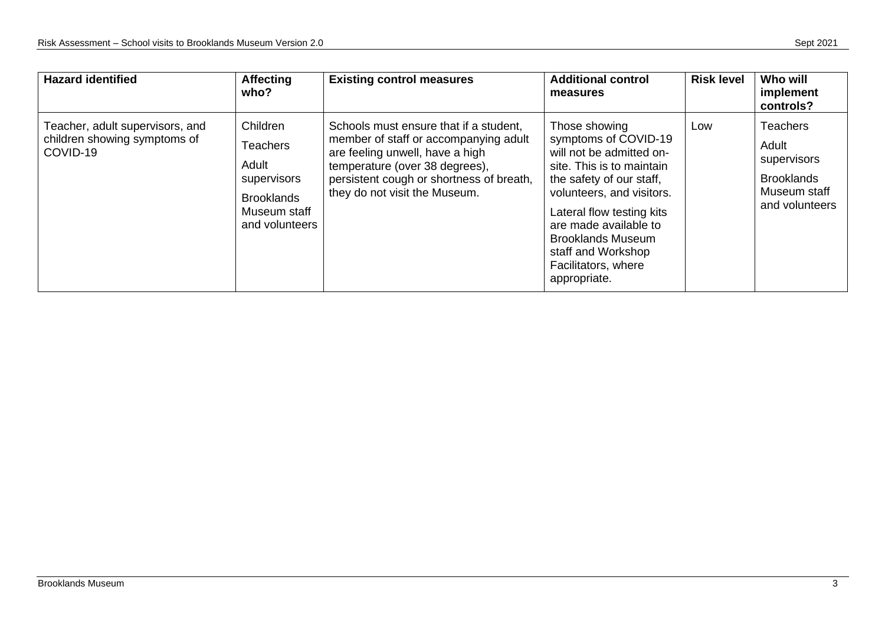| Hazard identified | Affecting who? | Existing control measures | Additional control measures | Risk level | Who will implement controls? |
|---|---|---|---|---|---|
| Teacher, adult supervisors, and children showing symptoms of COVID-19 | Children<br>Teachers<br>Adult supervisors<br>Brooklands Museum staff and volunteers | Schools must ensure that if a student, member of staff or accompanying adult are feeling unwell, have a high temperature (over 38 degrees), persistent cough or shortness of breath, they do not visit the Museum. | Those showing symptoms of COVID-19 will not be admitted on-site. This is to maintain the safety of our staff, volunteers, and visitors.<br>Lateral flow testing kits are made available to Brooklands Museum staff and Workshop Facilitators, where appropriate. | Low | Teachers<br>Adult supervisors<br>Brooklands Museum staff and volunteers |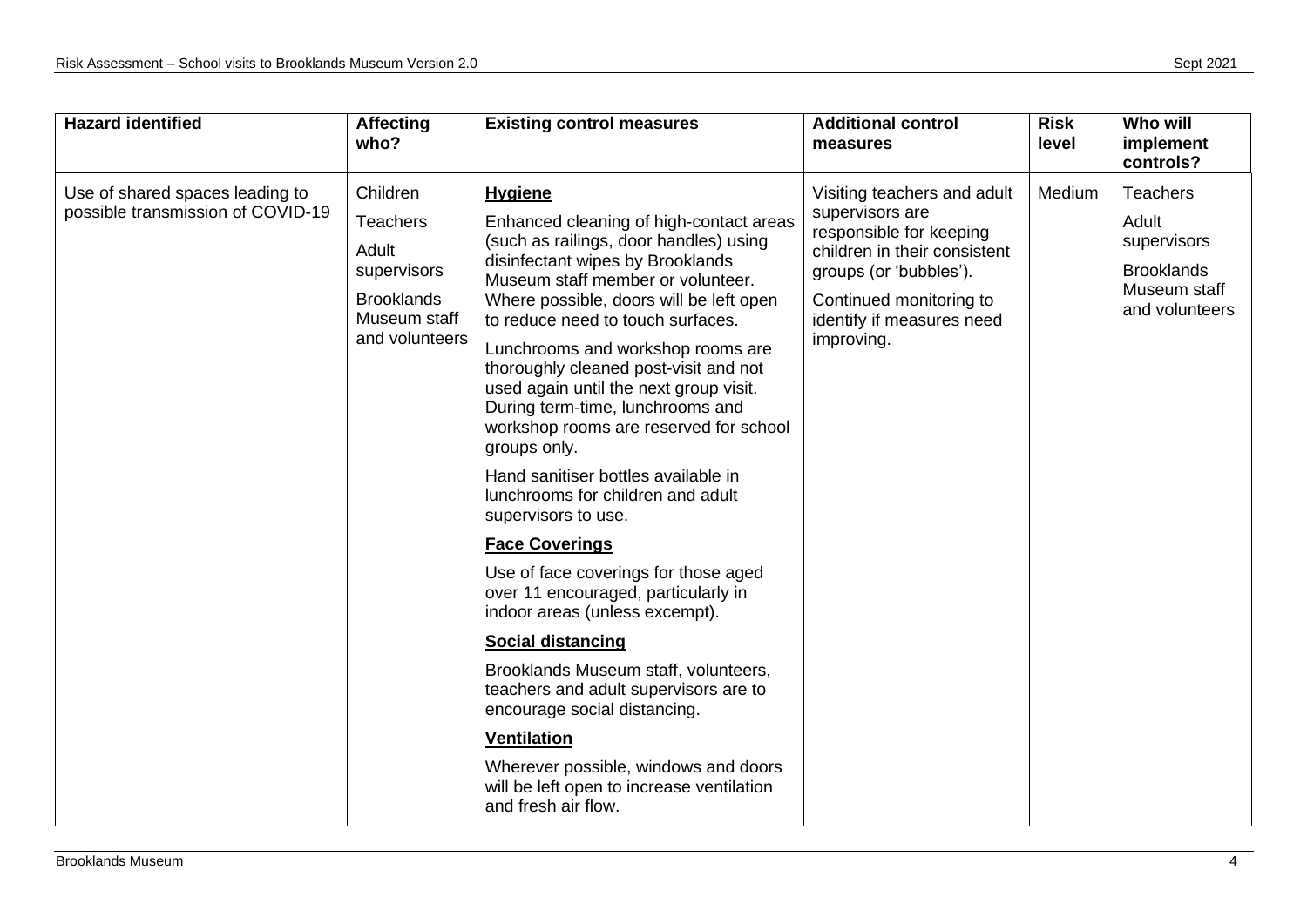| Hazard identified | Affecting who? | Existing control measures | Additional control measures | Risk level | Who will implement controls? |
|---|---|---|---|---|---|
| Use of shared spaces leading to possible transmission of COVID-19 | Children<br><br>Teachers<br><br>Adult supervisors<br><br>Brooklands Museum staff and volunteers | **<u>Hygiene</u>**<br><br>Enhanced cleaning of high-contact areas (such as railings, door handles) using disinfectant wipes by Brooklands Museum staff member or volunteer. Where possible, doors will be left open to reduce need to touch surfaces.<br><br>Lunchrooms and workshop rooms are thoroughly cleaned post-visit and not used again until the next group visit. During term-time, lunchrooms and workshop rooms are reserved for school groups only.<br><br>Hand sanitiser bottles available in lunchrooms for children and adult supervisors to use.<br><br>**<u>Face Coverings</u>**<br><br>Use of face coverings for those aged over 11 encouraged, particularly in indoor areas (unless exempt).<br><br>**<u>Social distancing</u>**<br><br>Brooklands Museum staff, volunteers, teachers and adult supervisors are to encourage social distancing.<br><br>**<u>Ventilation</u>**<br><br>Wherever possible, windows and doors will be left open to increase ventilation and fresh air flow. | Visiting teachers and adult supervisors are responsible for keeping children in their consistent groups (or 'bubbles').<br><br>Continued monitoring to identify if measures need improving. | Medium | Teachers<br><br>Adult supervisors<br><br>Brooklands Museum staff and volunteers |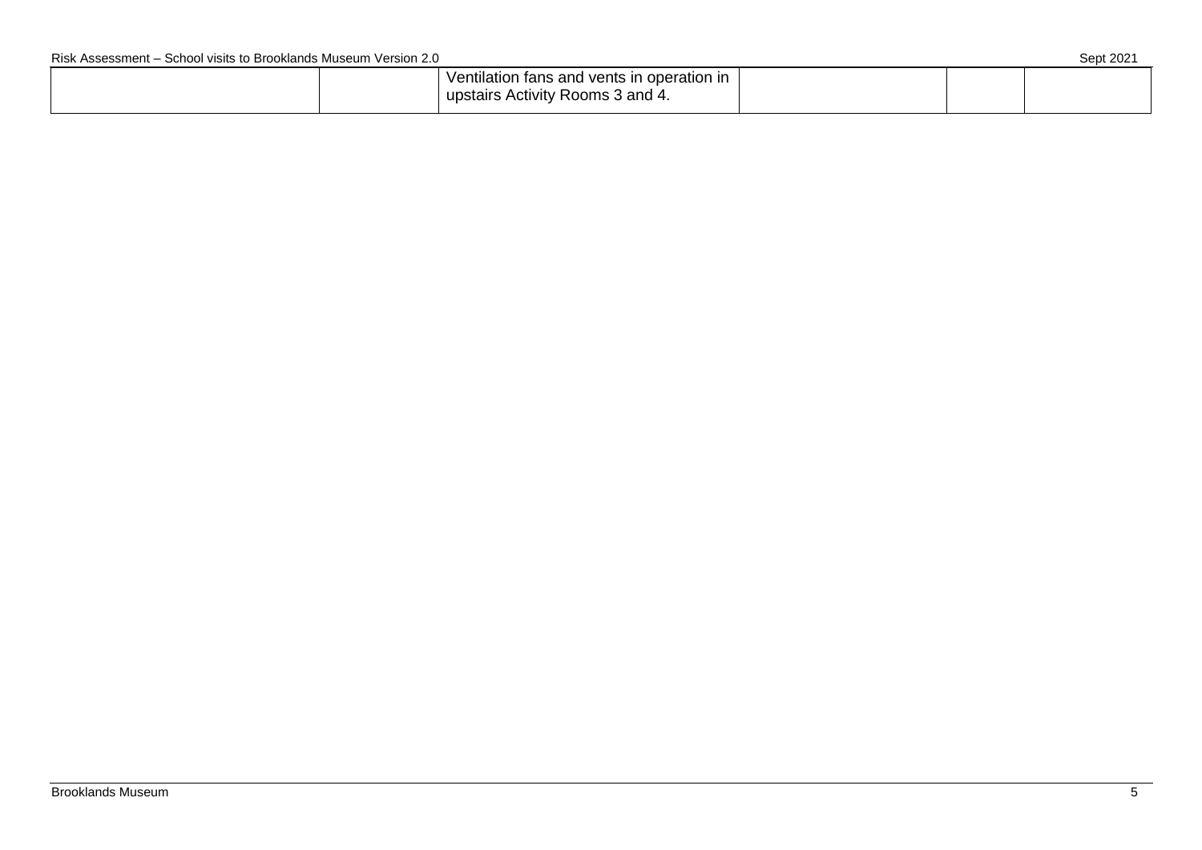| | | | | | |
|---|---|---|---|---|---|
| | | Ventilation fans and vents in operation in upstairs Activity Rooms 3 and 4. | | | |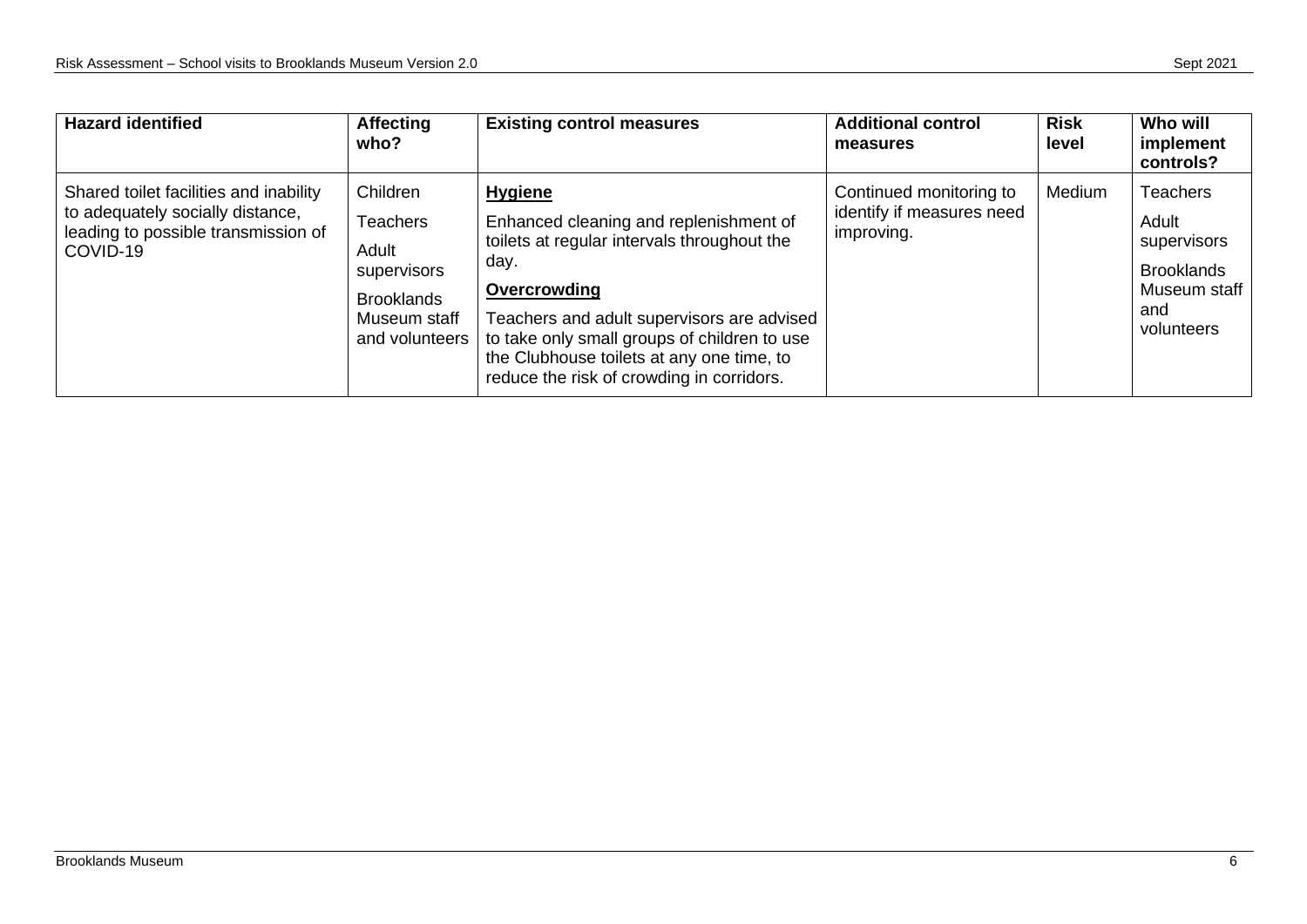| Hazard identified | Affecting who? | Existing control measures | Additional control measures | Risk level | Who will implement controls? |
|---|---|---|---|---|---|
| Shared toilet facilities and inability to adequately socially distance, leading to possible transmission of COVID-19 | Children<br>Teachers<br>Adult supervisors<br>Brooklands Museum staff and volunteers | **Hygiene**<br>Enhanced cleaning and replenishment of toilets at regular intervals throughout the day.<br>**Overcrowding**<br>Teachers and adult supervisors are advised to take only small groups of children to use the Clubhouse toilets at any one time, to reduce the risk of crowding in corridors. | Continued monitoring to identify if measures need improving. | Medium | Teachers<br>Adult supervisors<br>Brooklands Museum staff and volunteers |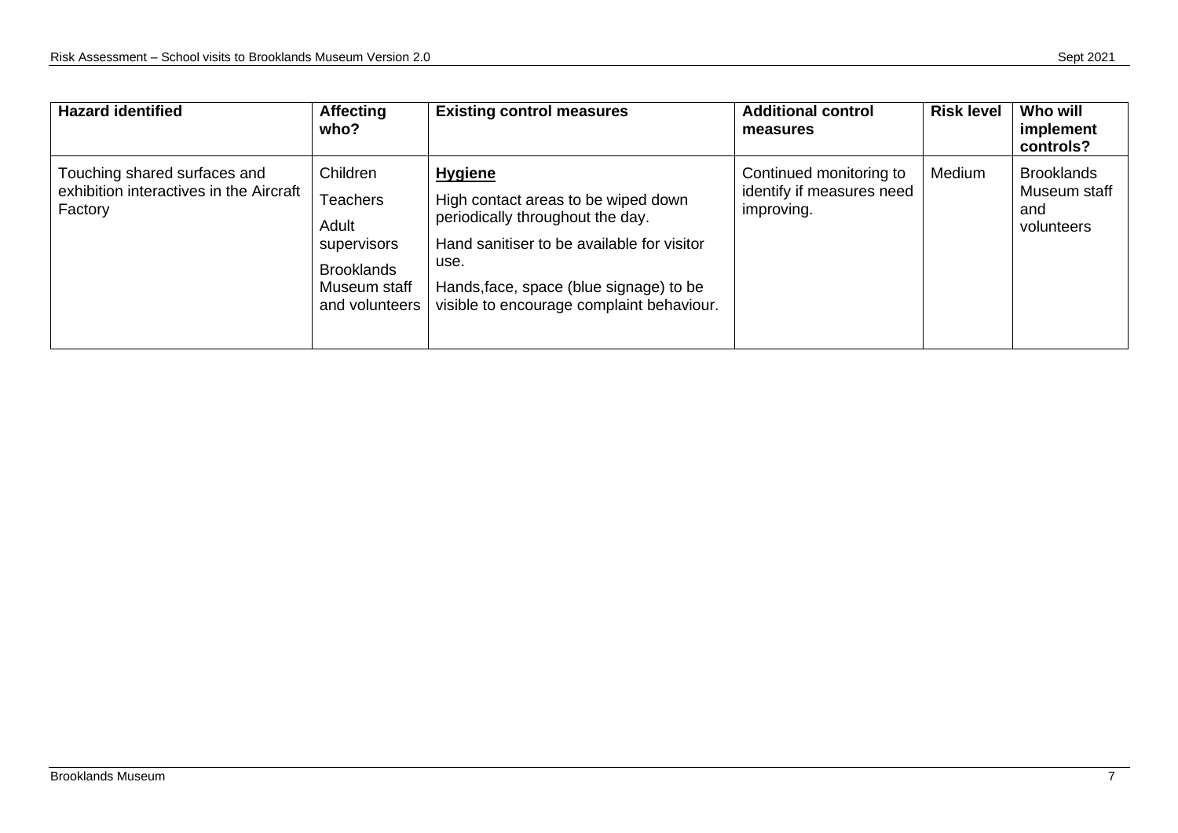| Hazard identified | Affecting who? | Existing control measures | Additional control measures | Risk level | Who will implement controls? |
|---|---|---|---|---|---|
| Touching shared surfaces and exhibition interactives in the Aircraft Factory | Children<br>Teachers<br>Adult supervisors<br>Brooklands Museum staff and volunteers | **Hygiene**<br>High contact areas to be wiped down periodically throughout the day.<br>Hand sanitiser to be available for visitor use.<br>Hands,face, space (blue signage) to be visible to encourage complaint behaviour. | Continued monitoring to identify if measures need improving. | Medium | Brooklands Museum staff and volunteers |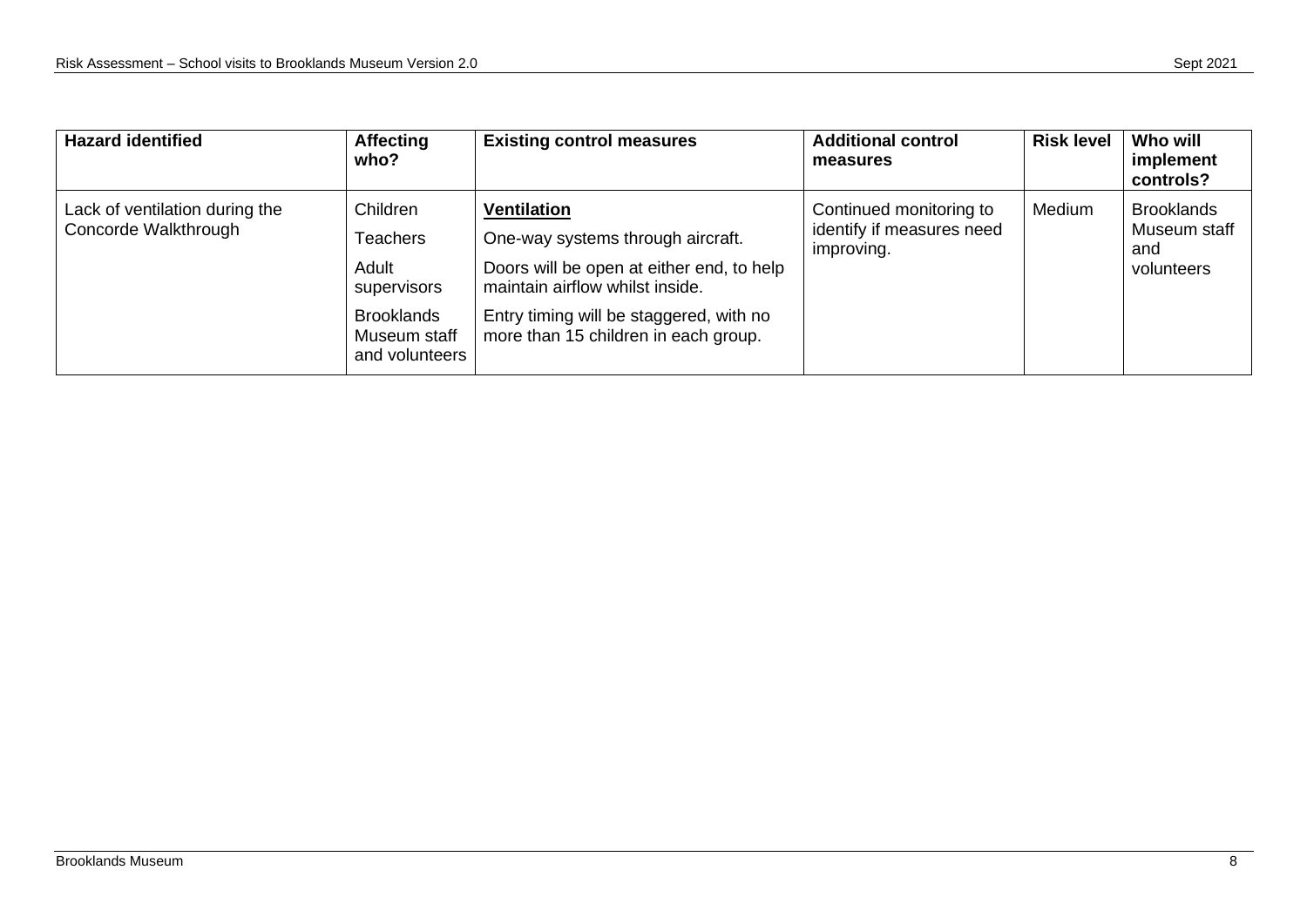| Hazard identified | Affecting who? | Existing control measures | Additional control measures | Risk level | Who will implement controls? |
|---|---|---|---|---|---|
| Lack of ventilation during the Concorde Walkthrough | Children<br>Teachers<br>Adult supervisors<br>Brooklands Museum staff and volunteers | **Ventilation**<br>One-way systems through aircraft.<br>Doors will be open at either end, to help maintain airflow whilst inside.<br>Entry timing will be staggered, with no more than 15 children in each group. | Continued monitoring to identify if measures need improving. | Medium | Brooklands Museum staff and volunteers |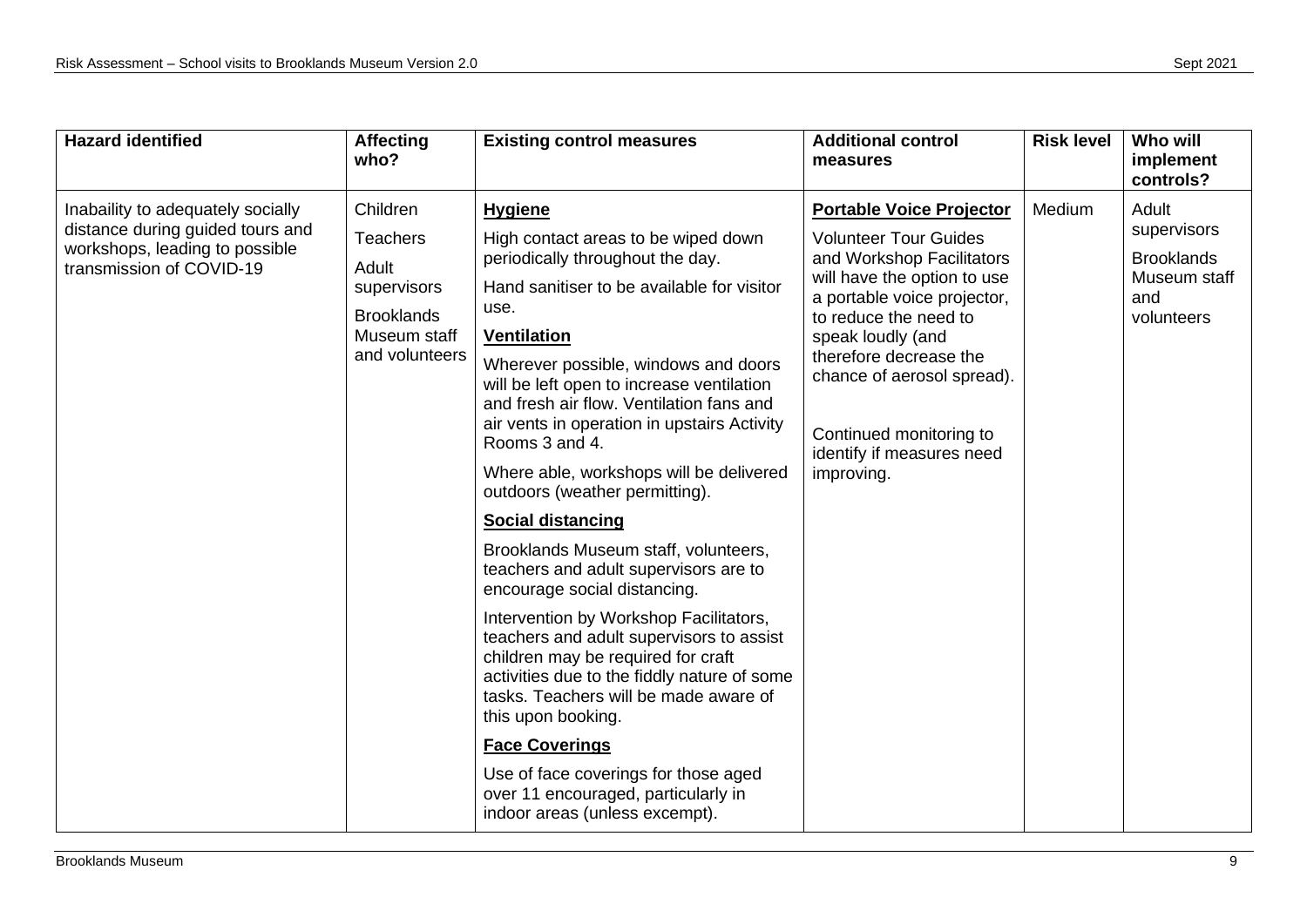| Hazard identified | Affecting who? | Existing control measures | Additional control measures | Risk level | Who will implement controls? |
|---|---|---|---|---|---|
| Inabaility to adequately socially distance during guided tours and workshops, leading to possible transmission of COVID-19 | Children<br><br>Teachers<br><br>Adult supervisors<br><br>Brooklands Museum staff and volunteers | **Hygiene**<br><br>High contact areas to be wiped down periodically throughout the day.<br><br>Hand sanitiser to be available for visitor use.<br><br>**Ventilation**<br><br>Wherever possible, windows and doors will be left open to increase ventilation and fresh air flow. Ventilation fans and air vents in operation in upstairs Activity Rooms 3 and 4.<br><br>Where able, workshops will be delivered outdoors (weather permitting).<br><br>**Social distancing**<br><br>Brooklands Museum staff, volunteers, teachers and adult supervisors are to encourage social distancing.<br><br>Intervention by Workshop Facilitators, teachers and adult supervisors to assist children may be required for craft activities due to the fiddly nature of some tasks. Teachers will be made aware of this upon booking.<br><br>**Face Coverings**<br><br>Use of face coverings for those aged over 11 encouraged, particularly in indoor areas (unless exempt). | **Portable Voice Projector**<br><br>Volunteer Tour Guides and Workshop Facilitators will have the option to use a portable voice projector, to reduce the need to speak loudly (and therefore decrease the chance of aerosol spread).<br><br>Continued monitoring to identify if measures need improving. | Medium | Adult supervisors<br><br>Brooklands Museum staff and volunteers |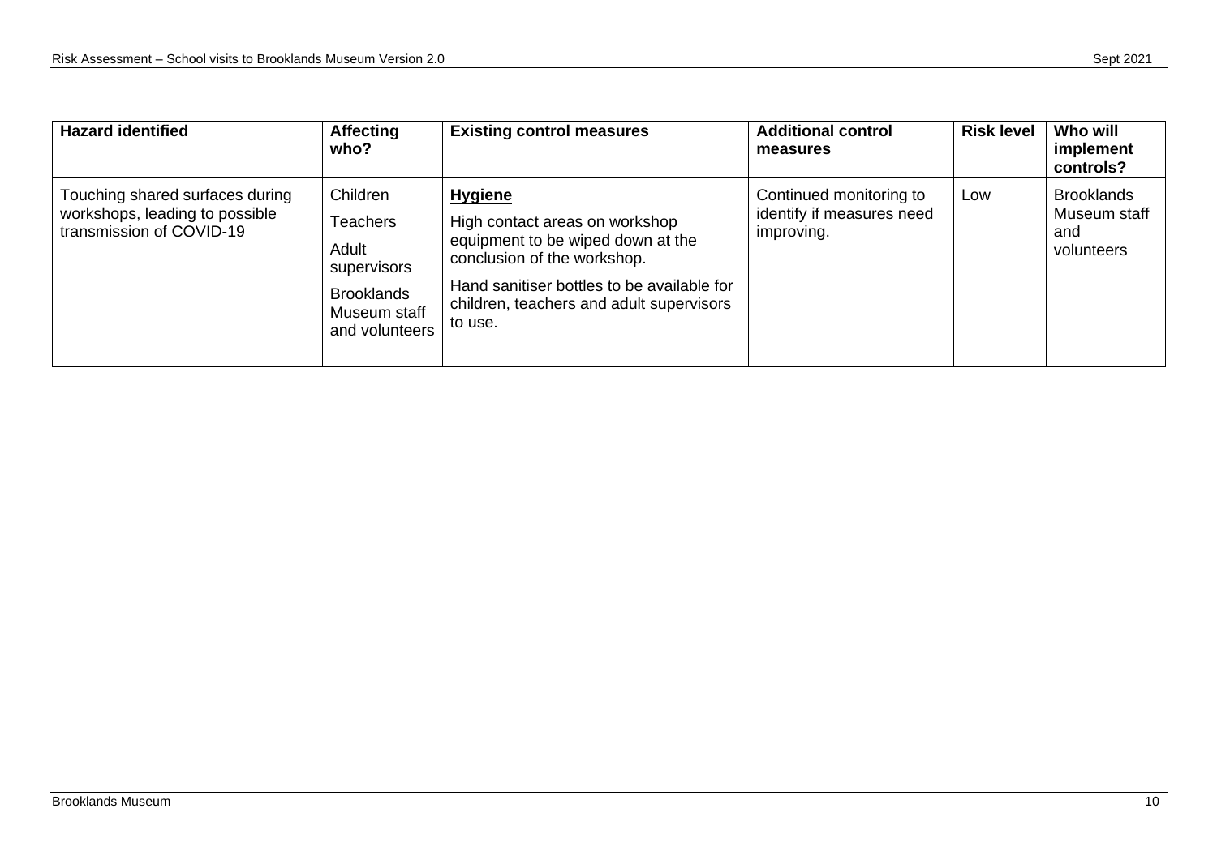| Hazard identified | Affecting who? | Existing control measures | Additional control measures | Risk level | Who will implement controls? |
|---|---|---|---|---|---|
| Touching shared surfaces during workshops, leading to possible transmission of COVID-19 | Children<br>Teachers<br>Adult supervisors<br>Brooklands Museum staff and volunteers | **Hygiene**<br>High contact areas on workshop equipment to be wiped down at the conclusion of the workshop.<br>Hand sanitiser bottles to be available for children, teachers and adult supervisors to use. | Continued monitoring to identify if measures need improving. | Low | Brooklands Museum staff and volunteers |